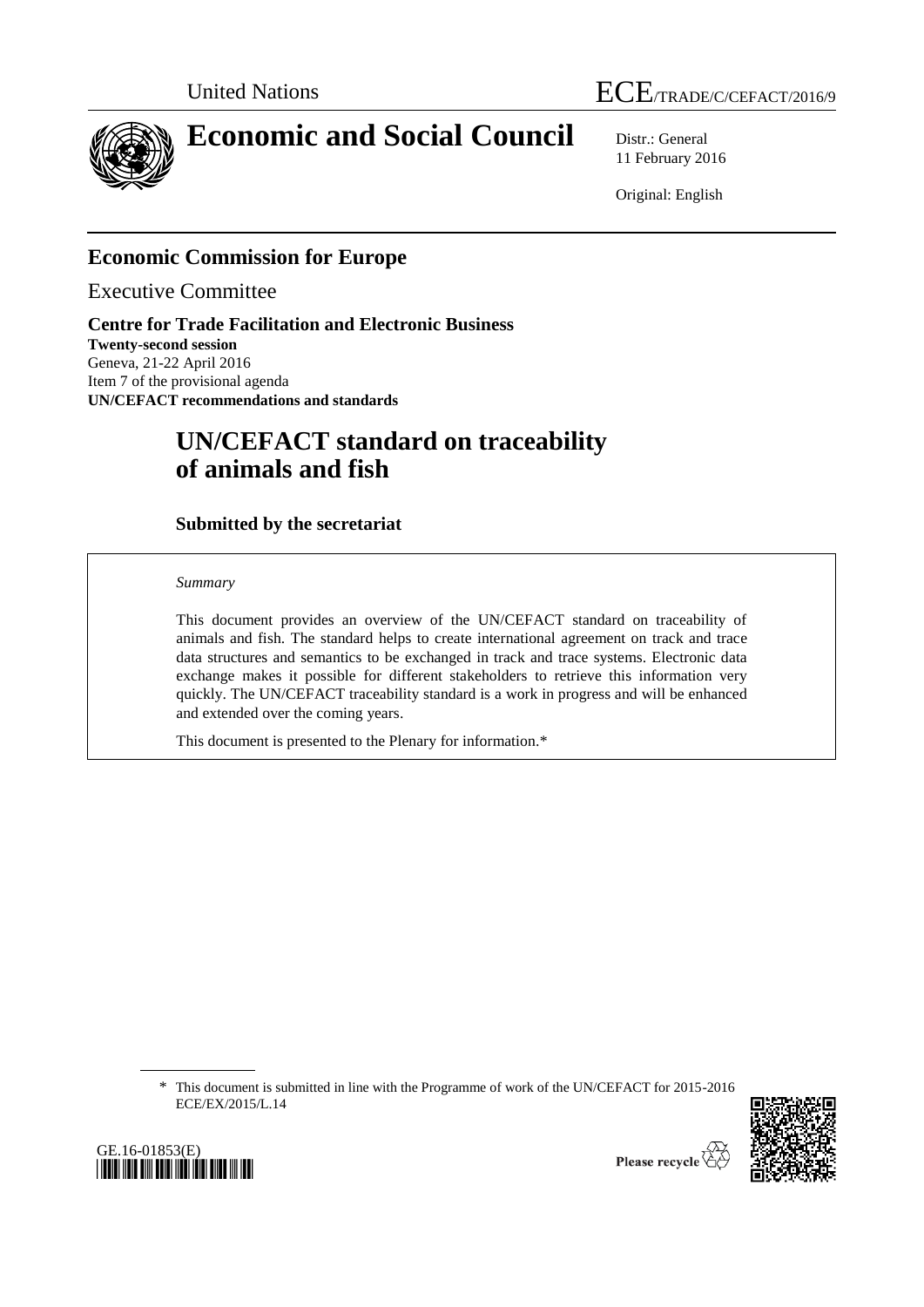United Nations

ECE/TRADE/C/CEFACT/2016/9

# Economic and Social Council

Distr.: General
11 February 2016

Original: English

## Economic Commission for Europe

Executive Committee

**Centre for Trade Facilitation and Electronic Business**
**Twenty-second session**
Geneva, 21-22 April 2016
Item 7 of the provisional agenda
**UN/CEFACT recommendations and standards**

# UN/CEFACT standard on traceability of animals and fish

### Submitted by the secretariat

*Summary*

This document provides an overview of the UN/CEFACT standard on traceability of animals and fish. The standard helps to create international agreement on track and trace data structures and semantics to be exchanged in track and trace systems. Electronic data exchange makes it possible for different stakeholders to retrieve this information very quickly. The UN/CEFACT traceability standard is a work in progress and will be enhanced and extended over the coming years.

This document is presented to the Plenary for information.*

\* This document is submitted in line with the Programme of work of the UN/CEFACT for 2015-2016 ECE/EX/2015/L.14

GE.16-01853(E)

Please recycle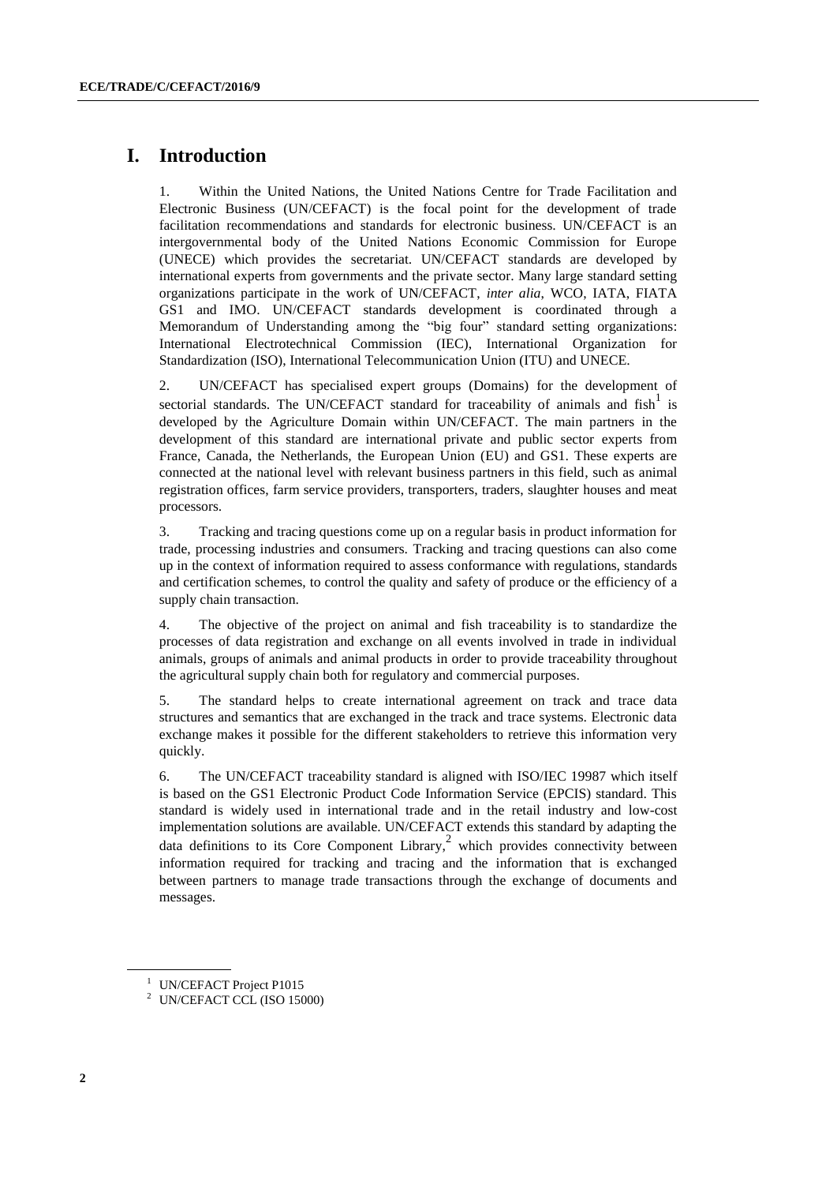# I. Introduction

1. Within the United Nations, the United Nations Centre for Trade Facilitation and Electronic Business (UN/CEFACT) is the focal point for the development of trade facilitation recommendations and standards for electronic business. UN/CEFACT is an intergovernmental body of the United Nations Economic Commission for Europe (UNECE) which provides the secretariat. UN/CEFACT standards are developed by international experts from governments and the private sector. Many large standard setting organizations participate in the work of UN/CEFACT, *inter alia*, WCO, IATA, FIATA GS1 and IMO. UN/CEFACT standards development is coordinated through a Memorandum of Understanding among the "big four" standard setting organizations: International Electrotechnical Commission (IEC), International Organization for Standardization (ISO), International Telecommunication Union (ITU) and UNECE.

2. UN/CEFACT has specialised expert groups (Domains) for the development of sectorial standards. The UN/CEFACT standard for traceability of animals and fish[1] is developed by the Agriculture Domain within UN/CEFACT. The main partners in the development of this standard are international private and public sector experts from France, Canada, the Netherlands, the European Union (EU) and GS1. These experts are connected at the national level with relevant business partners in this field, such as animal registration offices, farm service providers, transporters, traders, slaughter houses and meat processors.

3. Tracking and tracing questions come up on a regular basis in product information for trade, processing industries and consumers. Tracking and tracing questions can also come up in the context of information required to assess conformance with regulations, standards and certification schemes, to control the quality and safety of produce or the efficiency of a supply chain transaction.

4. The objective of the project on animal and fish traceability is to standardize the processes of data registration and exchange on all events involved in trade in individual animals, groups of animals and animal products in order to provide traceability throughout the agricultural supply chain both for regulatory and commercial purposes.

5. The standard helps to create international agreement on track and trace data structures and semantics that are exchanged in the track and trace systems. Electronic data exchange makes it possible for the different stakeholders to retrieve this information very quickly.

6. The UN/CEFACT traceability standard is aligned with ISO/IEC 19987 which itself is based on the GS1 Electronic Product Code Information Service (EPCIS) standard. This standard is widely used in international trade and in the retail industry and low-cost implementation solutions are available. UN/CEFACT extends this standard by adapting the data definitions to its Core Component Library,[2] which provides connectivity between information required for tracking and tracing and the information that is exchanged between partners to manage trade transactions through the exchange of documents and messages.

---

[1] UN/CEFACT Project P1015

[2] UN/CEFACT CCL (ISO 15000)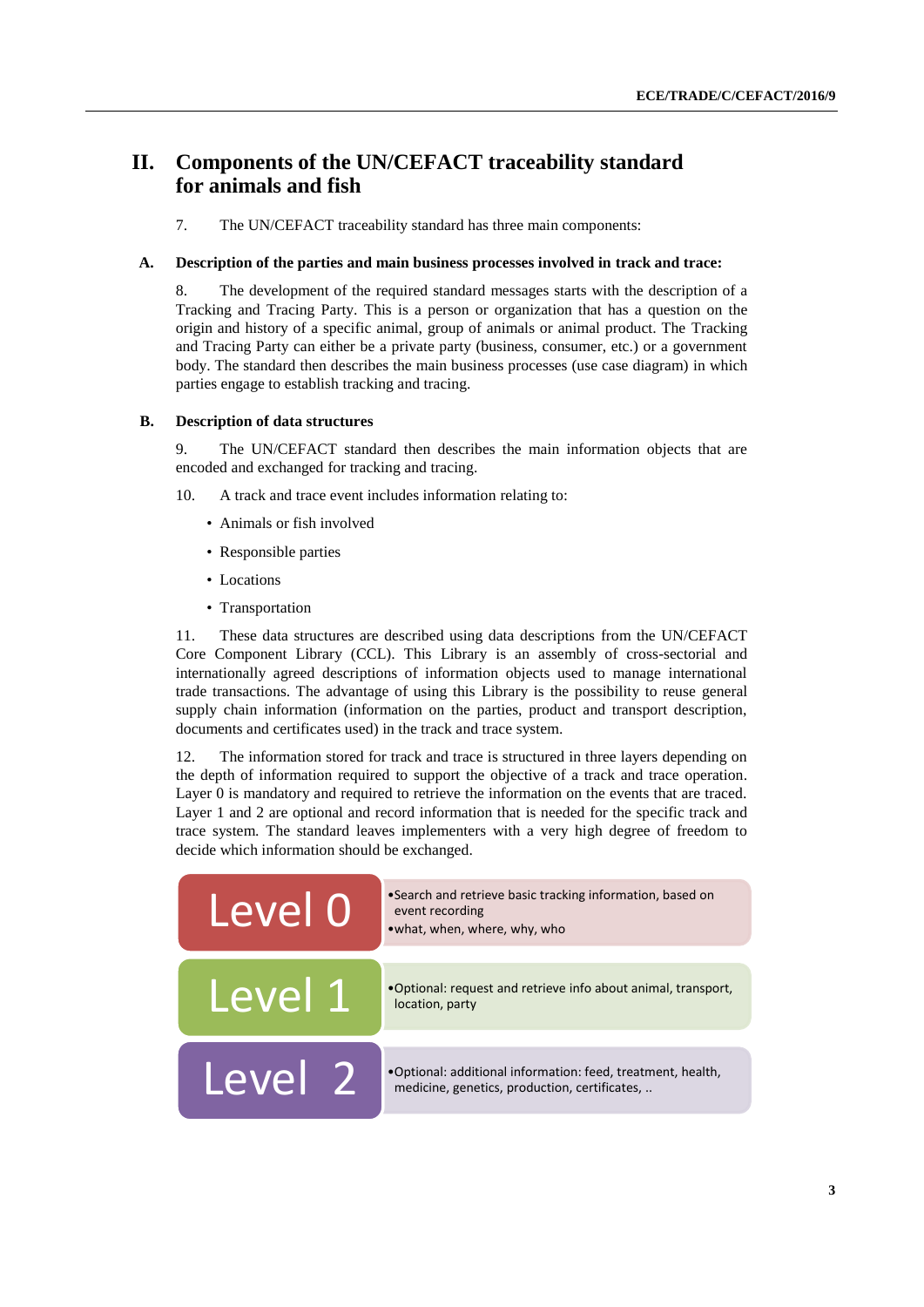# II. Components of the UN/CEFACT traceability standard for animals and fish

7. The UN/CEFACT traceability standard has three main components:

## A. Description of the parties and main business processes involved in track and trace:

8. The development of the required standard messages starts with the description of a Tracking and Tracing Party. This is a person or organization that has a question on the origin and history of a specific animal, group of animals or animal product. The Tracking and Tracing Party can either be a private party (business, consumer, etc.) or a government body. The standard then describes the main business processes (use case diagram) in which parties engage to establish tracking and tracing.

## B. Description of data structures

9. The UN/CEFACT standard then describes the main information objects that are encoded and exchanged for tracking and tracing.

10. A track and trace event includes information relating to:

- Animals or fish involved
- Responsible parties
- Locations
- Transportation

11. These data structures are described using data descriptions from the UN/CEFACT Core Component Library (CCL). This Library is an assembly of cross-sectorial and internationally agreed descriptions of information objects used to manage international trade transactions. The advantage of using this Library is the possibility to reuse general supply chain information (information on the parties, product and transport description, documents and certificates used) in the track and trace system.

12. The information stored for track and trace is structured in three layers depending on the depth of information required to support the objective of a track and trace operation. Layer 0 is mandatory and required to retrieve the information on the events that are traced. Layer 1 and 2 are optional and record information that is needed for the specific track and trace system. The standard leaves implementers with a very high degree of freedom to decide which information should be exchanged.

| Level | Description |
|---|---|
| Level 0 | • Search and retrieve basic tracking information, based on event recording<br>• what, when, where, why, who |
| Level 1 | • Optional: request and retrieve info about animal, transport, location, party |
| Level 2 | • Optional: additional information: feed, treatment, health, medicine, genetics, production, certificates, .. |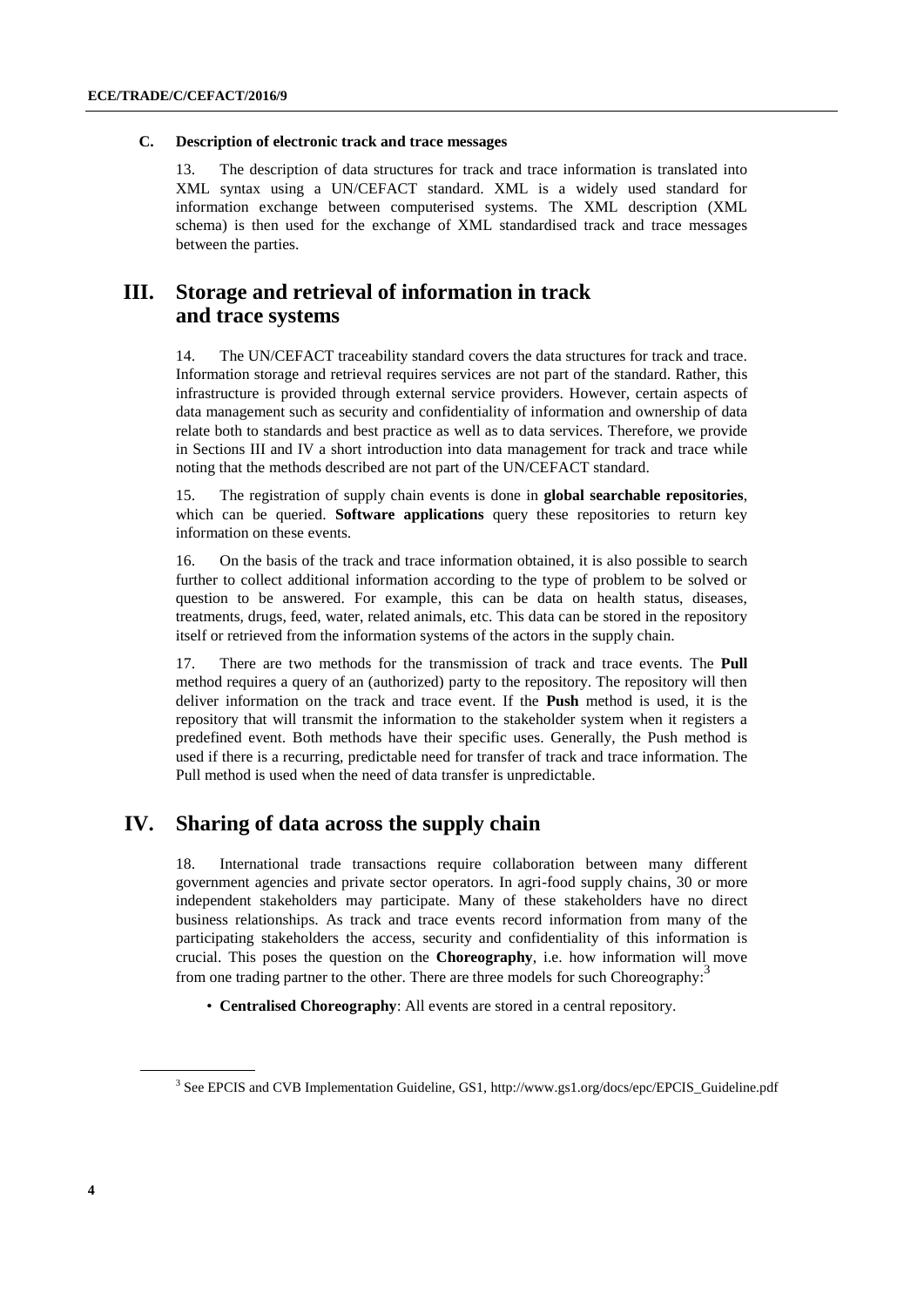### C. Description of electronic track and trace messages

13. The description of data structures for track and trace information is translated into XML syntax using a UN/CEFACT standard. XML is a widely used standard for information exchange between computerised systems. The XML description (XML schema) is then used for the exchange of XML standardised track and trace messages between the parties.

## III. Storage and retrieval of information in track and trace systems

14. The UN/CEFACT traceability standard covers the data structures for track and trace. Information storage and retrieval requires services are not part of the standard. Rather, this infrastructure is provided through external service providers. However, certain aspects of data management such as security and confidentiality of information and ownership of data relate both to standards and best practice as well as to data services. Therefore, we provide in Sections III and IV a short introduction into data management for track and trace while noting that the methods described are not part of the UN/CEFACT standard.

15. The registration of supply chain events is done in **global searchable repositories**, which can be queried. **Software applications** query these repositories to return key information on these events.

16. On the basis of the track and trace information obtained, it is also possible to search further to collect additional information according to the type of problem to be solved or question to be answered. For example, this can be data on health status, diseases, treatments, drugs, feed, water, related animals, etc. This data can be stored in the repository itself or retrieved from the information systems of the actors in the supply chain.

17. There are two methods for the transmission of track and trace events. The **Pull** method requires a query of an (authorized) party to the repository. The repository will then deliver information on the track and trace event. If the **Push** method is used, it is the repository that will transmit the information to the stakeholder system when it registers a predefined event. Both methods have their specific uses. Generally, the Push method is used if there is a recurring, predictable need for transfer of track and trace information. The Pull method is used when the need of data transfer is unpredictable.

## IV. Sharing of data across the supply chain

18. International trade transactions require collaboration between many different government agencies and private sector operators. In agri-food supply chains, 30 or more independent stakeholders may participate. Many of these stakeholders have no direct business relationships. As track and trace events record information from many of the participating stakeholders the access, security and confidentiality of this information is crucial. This poses the question on the **Choreography**, i.e. how information will move from one trading partner to the other. There are three models for such Choreography:[3]

- **Centralised Choreography**: All events are stored in a central repository.

[3] See EPCIS and CVB Implementation Guideline, GS1, http://www.gs1.org/docs/epc/EPCIS_Guideline.pdf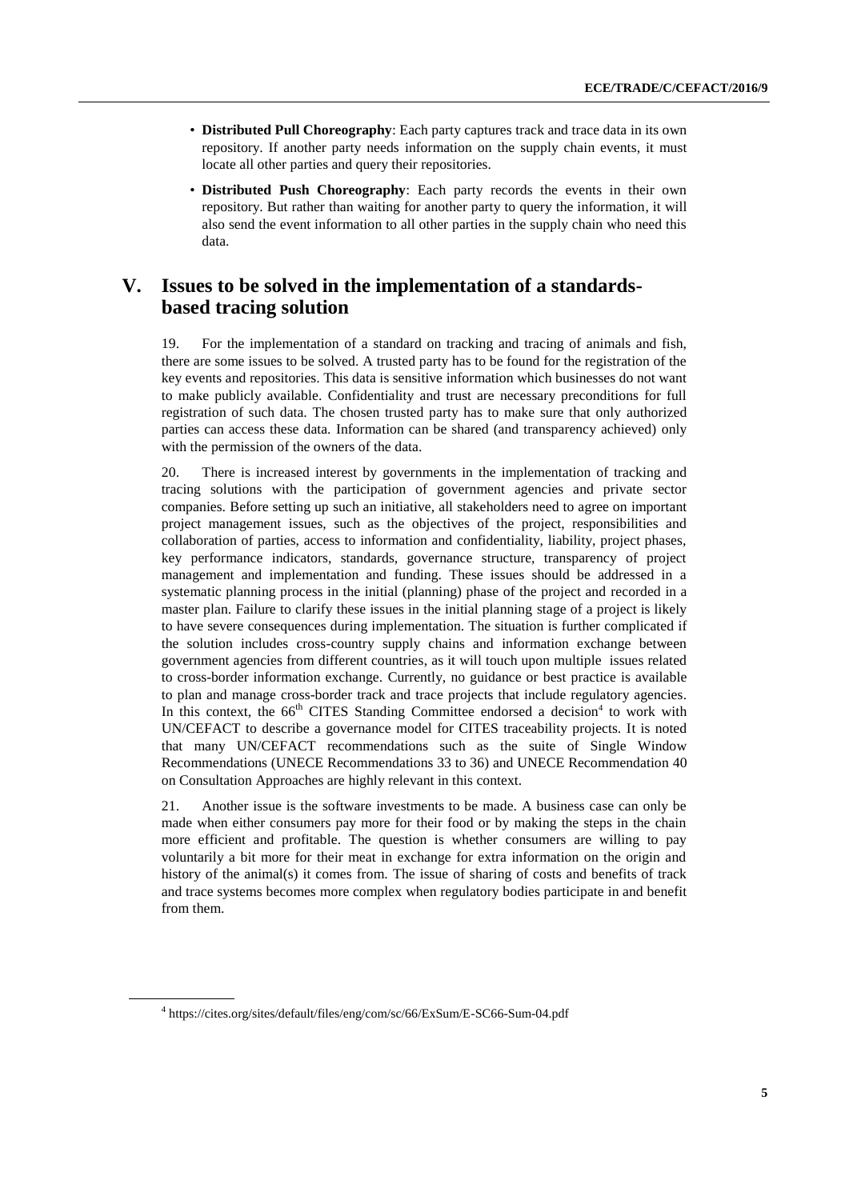- **Distributed Pull Choreography**: Each party captures track and trace data in its own repository. If another party needs information on the supply chain events, it must locate all other parties and query their repositories.
- **Distributed Push Choreography**: Each party records the events in their own repository. But rather than waiting for another party to query the information, it will also send the event information to all other parties in the supply chain who need this data.

# V. Issues to be solved in the implementation of a standards-based tracing solution

19. For the implementation of a standard on tracking and tracing of animals and fish, there are some issues to be solved. A trusted party has to be found for the registration of the key events and repositories. This data is sensitive information which businesses do not want to make publicly available. Confidentiality and trust are necessary preconditions for full registration of such data. The chosen trusted party has to make sure that only authorized parties can access these data. Information can be shared (and transparency achieved) only with the permission of the owners of the data.

20. There is increased interest by governments in the implementation of tracking and tracing solutions with the participation of government agencies and private sector companies. Before setting up such an initiative, all stakeholders need to agree on important project management issues, such as the objectives of the project, responsibilities and collaboration of parties, access to information and confidentiality, liability, project phases, key performance indicators, standards, governance structure, transparency of project management and implementation and funding. These issues should be addressed in a systematic planning process in the initial (planning) phase of the project and recorded in a master plan. Failure to clarify these issues in the initial planning stage of a project is likely to have severe consequences during implementation. The situation is further complicated if the solution includes cross-country supply chains and information exchange between government agencies from different countries, as it will touch upon multiple issues related to cross-border information exchange. Currently, no guidance or best practice is available to plan and manage cross-border track and trace projects that include regulatory agencies. In this context, the 66th CITES Standing Committee endorsed a decision[4] to work with UN/CEFACT to describe a governance model for CITES traceability projects. It is noted that many UN/CEFACT recommendations such as the suite of Single Window Recommendations (UNECE Recommendations 33 to 36) and UNECE Recommendation 40 on Consultation Approaches are highly relevant in this context.

21. Another issue is the software investments to be made. A business case can only be made when either consumers pay more for their food or by making the steps in the chain more efficient and profitable. The question is whether consumers are willing to pay voluntarily a bit more for their meat in exchange for extra information on the origin and history of the animal(s) it comes from. The issue of sharing of costs and benefits of track and trace systems becomes more complex when regulatory bodies participate in and benefit from them.

[4] https://cites.org/sites/default/files/eng/com/sc/66/ExSum/E-SC66-Sum-04.pdf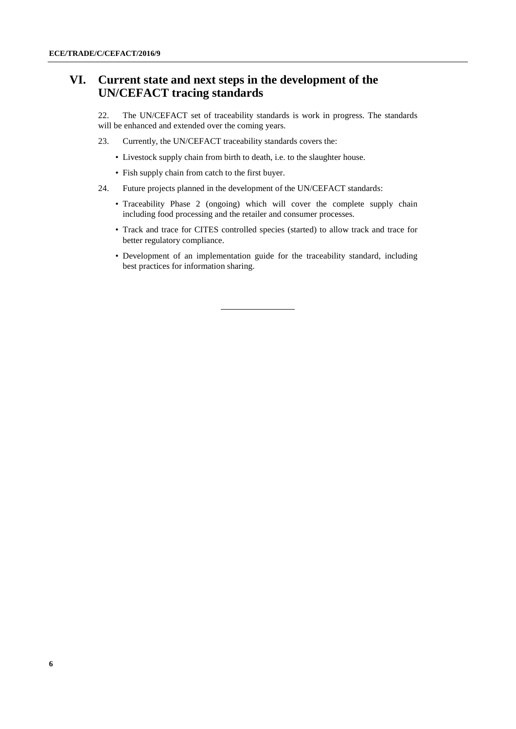## VI. Current state and next steps in the development of the UN/CEFACT tracing standards

22. The UN/CEFACT set of traceability standards is work in progress. The standards will be enhanced and extended over the coming years.

23. Currently, the UN/CEFACT traceability standards covers the:

- Livestock supply chain from birth to death, i.e. to the slaughter house.
- Fish supply chain from catch to the first buyer.

24. Future projects planned in the development of the UN/CEFACT standards:

- Traceability Phase 2 (ongoing) which will cover the complete supply chain including food processing and the retailer and consumer processes.
- Track and trace for CITES controlled species (started) to allow track and trace for better regulatory compliance.
- Development of an implementation guide for the traceability standard, including best practices for information sharing.